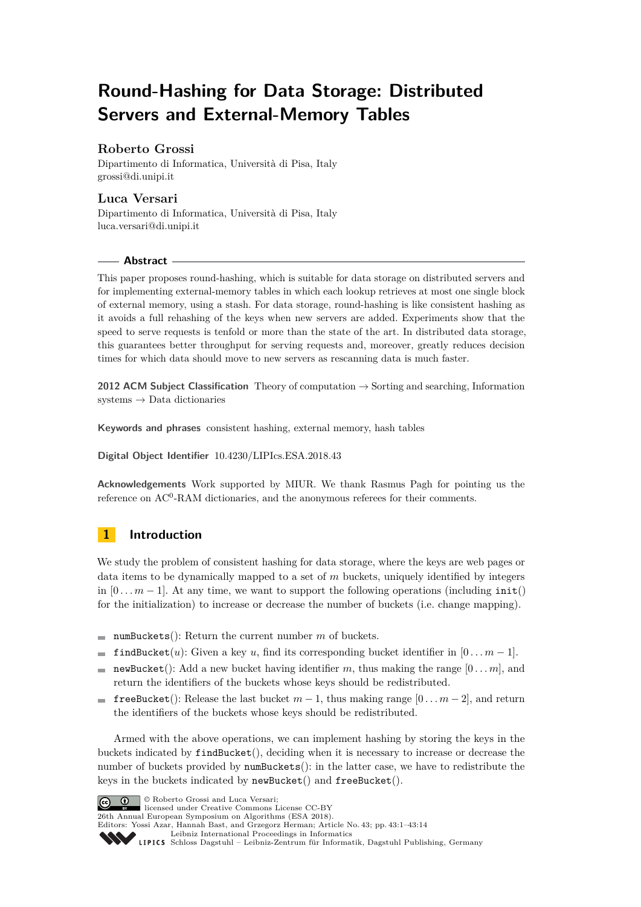# Round-Hashing for Data Storage: Distributed Servers and External-Memory Tables

**Roberto Grossi**
Dipartimento di Informatica, Università di Pisa, Italy
grossi@di.unipi.it

**Luca Versari**
Dipartimento di Informatica, Università di Pisa, Italy
luca.versari@di.unipi.it

## Abstract

This paper proposes round-hashing, which is suitable for data storage on distributed servers and for implementing external-memory tables in which each lookup retrieves at most one single block of external memory, using a stash. For data storage, round-hashing is like consistent hashing as it avoids a full rehashing of the keys when new servers are added. Experiments show that the speed to serve requests is tenfold or more than the state of the art. In distributed data storage, this guarantees better throughput for serving requests and, moreover, greatly reduces decision times for which data should move to new servers as rescanning data is much faster.

**2012 ACM Subject Classification** Theory of computation → Sorting and searching, Information systems → Data dictionaries

**Keywords and phrases** consistent hashing, external memory, hash tables

**Digital Object Identifier** 10.4230/LIPIcs.ESA.2018.43

**Acknowledgements** Work supported by MIUR. We thank Rasmus Pagh for pointing us the reference on $AC^0$-RAM dictionaries, and the anonymous referees for their comments.

## 1 Introduction

We study the problem of consistent hashing for data storage, where the keys are web pages or data items to be dynamically mapped to a set of $m$ buckets, uniquely identified by integers in $[0 \dots m-1]$. At any time, we want to support the following operations (including `init()` for the initialization) to increase or decrease the number of buckets (i.e. change mapping).

- `numBuckets()`: Return the current number $m$ of buckets.
- `findBucket(`$u$`)`: Given a key $u$, find its corresponding bucket identifier in $[0 \dots m-1]$.
- `newBucket()`: Add a new bucket having identifier $m$, thus making the range $[0 \dots m]$, and return the identifiers of the buckets whose keys should be redistributed.
- `freeBucket()`: Release the last bucket $m-1$, thus making range $[0 \dots m-2]$, and return the identifiers of the buckets whose keys should be redistributed.

Armed with the above operations, we can implement hashing by storing the keys in the buckets indicated by `findBucket()`, deciding when it is necessary to increase or decrease the number of buckets provided by `numBuckets()`: in the latter case, we have to redistribute the keys in the buckets indicated by `newBucket()` and `freeBucket()`.

© Roberto Grossi and Luca Versari;
licensed under Creative Commons License CC-BY
26th Annual European Symposium on Algorithms (ESA 2018).
Editors: Yossi Azar, Hannah Bast, and Grzegorz Herman; Article No. 43; pp. 43:1–43:14
Leibniz International Proceedings in Informatics
Schloss Dagstuhl – Leibniz-Zentrum für Informatik, Dagstuhl Publishing, Germany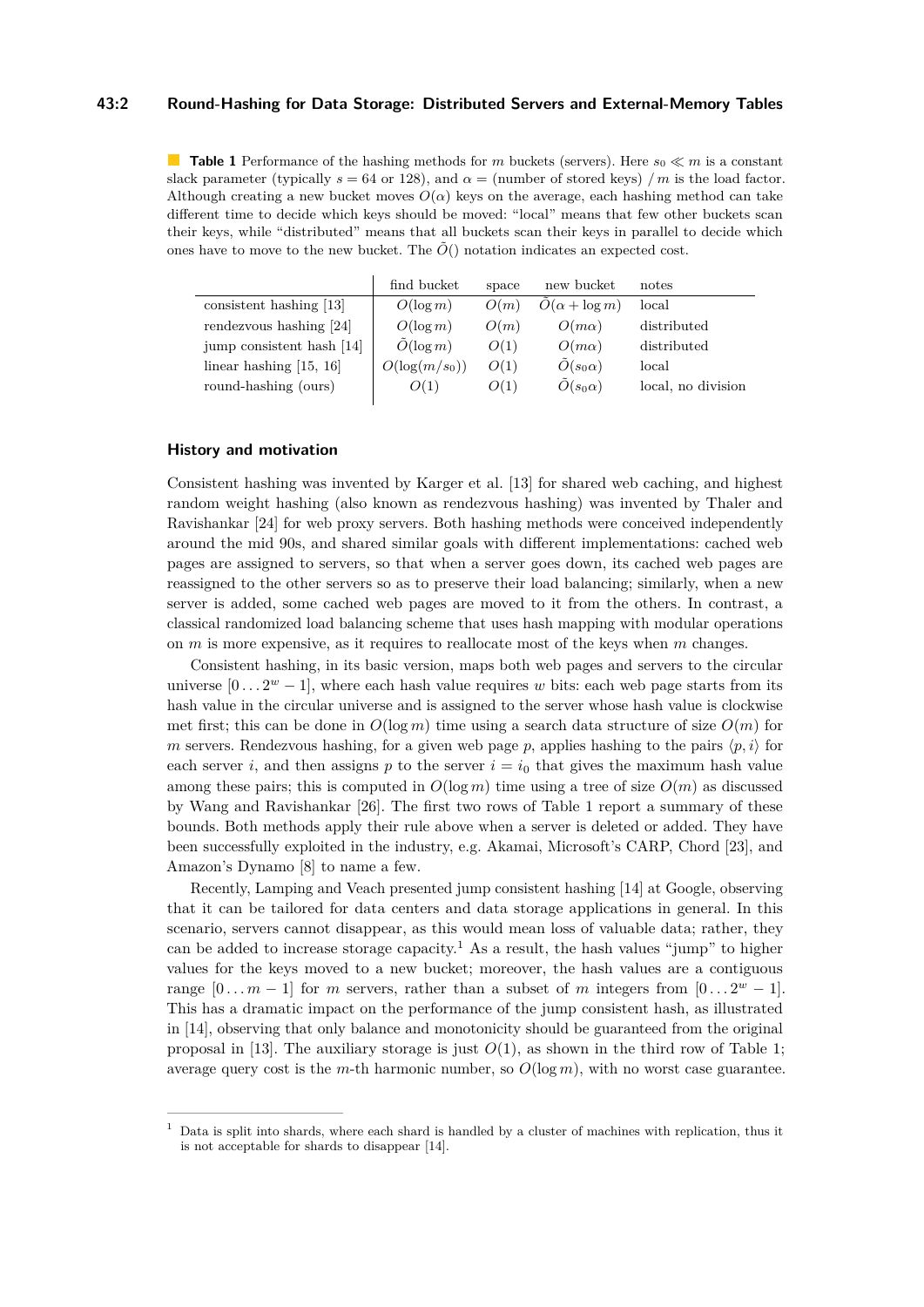**Table 1** Performance of the hashing methods for $m$ buckets (servers). Here $s_0 \ll m$ is a constant slack parameter (typically $s = 64$ or 128), and $\alpha =$ (number of stored keys) / $m$ is the load factor. Although creating a new bucket moves $O(\alpha)$ keys on the average, each hashing method can take different time to decide which keys should be moved: "local" means that few other buckets scan their keys, while "distributed" means that all buckets scan their keys in parallel to decide which ones have to move to the new bucket. The $\tilde{O}()$ notation indicates an expected cost.

| | find bucket | space | new bucket | notes |
|---|---|---|---|---|
| consistent hashing [13] | $O(\log m)$ | $O(m)$ | $\tilde{O}(\alpha + \log m)$ | local |
| rendezvous hashing [24] | $O(\log m)$ | $O(m)$ | $O(m\alpha)$ | distributed |
| jump consistent hash [14] | $\tilde{O}(\log m)$ | $O(1)$ | $O(m\alpha)$ | distributed |
| linear hashing [15, 16] | $O(\log(m/s_0))$ | $O(1)$ | $\tilde{O}(s_0\alpha)$ | local |
| round-hashing (ours) | $O(1)$ | $O(1)$ | $\tilde{O}(s_0\alpha)$ | local, no division |

## History and motivation

Consistent hashing was invented by Karger et al. [13] for shared web caching, and highest random weight hashing (also known as rendezvous hashing) was invented by Thaler and Ravishankar [24] for web proxy servers. Both hashing methods were conceived independently around the mid 90s, and shared similar goals with different implementations: cached web pages are assigned to servers, so that when a server goes down, its cached web pages are reassigned to the other servers so as to preserve their load balancing; similarly, when a new server is added, some cached web pages are moved to it from the others. In contrast, a classical randomized load balancing scheme that uses hash mapping with modular operations on $m$ is more expensive, as it requires to reallocate most of the keys when $m$ changes.

Consistent hashing, in its basic version, maps both web pages and servers to the circular universe $[0 \ldots 2^w - 1]$, where each hash value requires $w$ bits: each web page starts from its hash value in the circular universe and is assigned to the server whose hash value is clockwise met first; this can be done in $O(\log m)$ time using a search data structure of size $O(m)$ for $m$ servers. Rendezvous hashing, for a given web page $p$, applies hashing to the pairs $\langle p, i \rangle$ for each server $i$, and then assigns $p$ to the server $i = i_0$ that gives the maximum hash value among these pairs; this is computed in $O(\log m)$ time using a tree of size $O(m)$ as discussed by Wang and Ravishankar [26]. The first two rows of Table 1 report a summary of these bounds. Both methods apply their rule above when a server is deleted or added. They have been successfully exploited in the industry, e.g. Akamai, Microsoft's CARP, Chord [23], and Amazon's Dynamo [8] to name a few.

Recently, Lamping and Veach presented jump consistent hashing [14] at Google, observing that it can be tailored for data centers and data storage applications in general. In this scenario, servers cannot disappear, as this would mean loss of valuable data; rather, they can be added to increase storage capacity.[1] As a result, the hash values "jump" to higher values for the keys moved to a new bucket; moreover, the hash values are a contiguous range $[0 \ldots m-1]$ for $m$ servers, rather than a subset of $m$ integers from $[0 \ldots 2^w - 1]$. This has a dramatic impact on the performance of the jump consistent hash, as illustrated in [14], observing that only balance and monotonicity should be guaranteed from the original proposal in [13]. The auxiliary storage is just $O(1)$, as shown in the third row of Table 1; average query cost is the $m$-th harmonic number, so $O(\log m)$, with no worst case guarantee.

[1] Data is split into shards, where each shard is handled by a cluster of machines with replication, thus it is not acceptable for shards to disappear [14].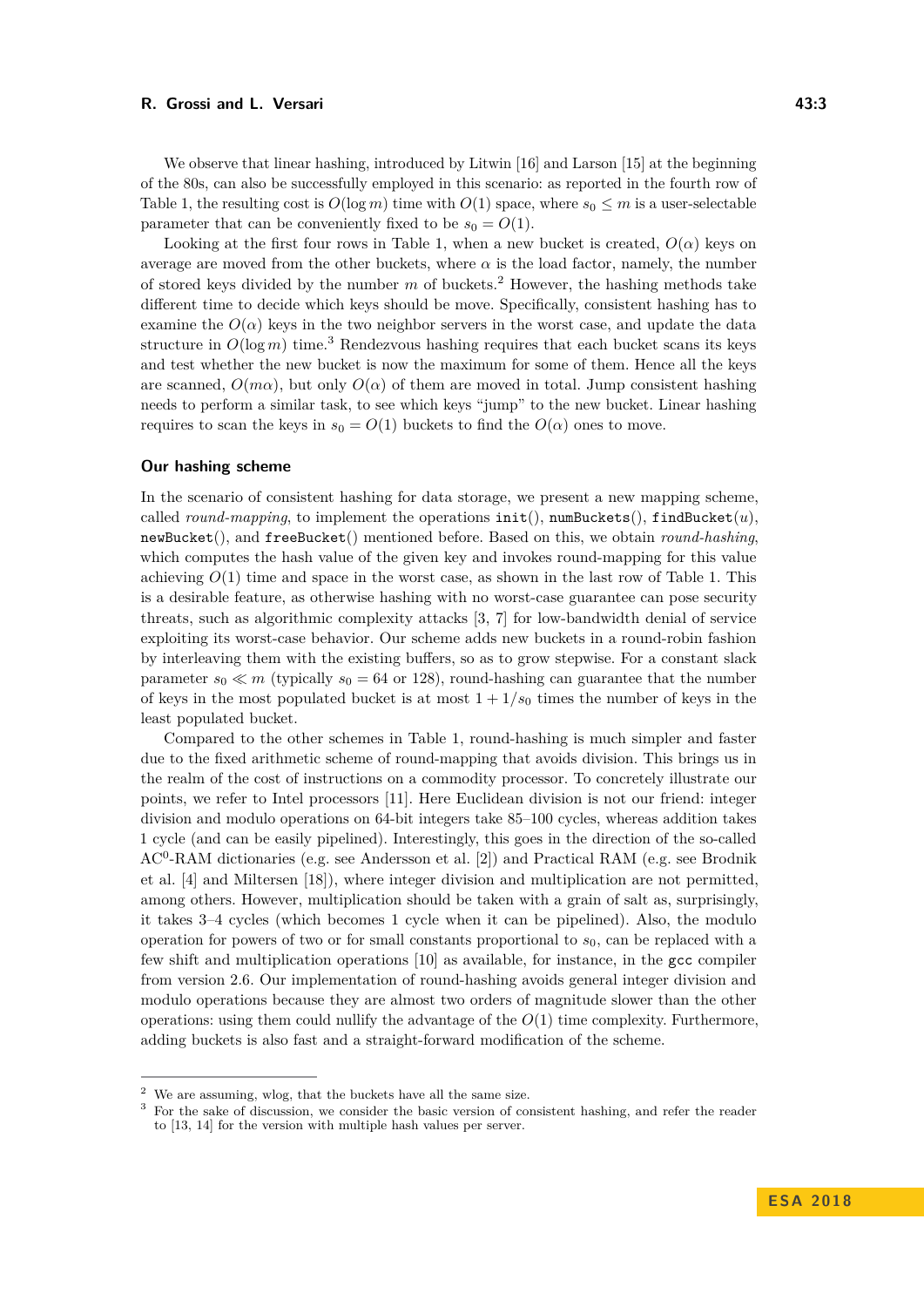We observe that linear hashing, introduced by Litwin [16] and Larson [15] at the beginning of the 80s, can also be successfully employed in this scenario: as reported in the fourth row of Table 1, the resulting cost is $O(\log m)$ time with $O(1)$ space, where $s_0 \leq m$ is a user-selectable parameter that can be conveniently fixed to be $s_0 = O(1)$.

Looking at the first four rows in Table 1, when a new bucket is created, $O(\alpha)$ keys on average are moved from the other buckets, where $\alpha$ is the load factor, namely, the number of stored keys divided by the number $m$ of buckets.[2] However, the hashing methods take different time to decide which keys should be move. Specifically, consistent hashing has to examine the $O(\alpha)$ keys in the two neighbor servers in the worst case, and update the data structure in $O(\log m)$ time.[3] Rendezvous hashing requires that each bucket scans its keys and test whether the new bucket is now the maximum for some of them. Hence all the keys are scanned, $O(m\alpha)$, but only $O(\alpha)$ of them are moved in total. Jump consistent hashing needs to perform a similar task, to see which keys "jump" to the new bucket. Linear hashing requires to scan the keys in $s_0 = O(1)$ buckets to find the $O(\alpha)$ ones to move.

## Our hashing scheme

In the scenario of consistent hashing for data storage, we present a new mapping scheme, called *round-mapping*, to implement the operations `init()`, `numBuckets()`, `findBucket(u)`, `newBucket()`, and `freeBucket()` mentioned before. Based on this, we obtain *round-hashing*, which computes the hash value of the given key and invokes round-mapping for this value achieving $O(1)$ time and space in the worst case, as shown in the last row of Table 1. This is a desirable feature, as otherwise hashing with no worst-case guarantee can pose security threats, such as algorithmic complexity attacks [3, 7] for low-bandwidth denial of service exploiting its worst-case behavior. Our scheme adds new buckets in a round-robin fashion by interleaving them with the existing buffers, so as to grow stepwise. For a constant slack parameter $s_0 \ll m$ (typically $s_0 = 64$ or 128), round-hashing can guarantee that the number of keys in the most populated bucket is at most $1 + 1/s_0$ times the number of keys in the least populated bucket.

Compared to the other schemes in Table 1, round-hashing is much simpler and faster due to the fixed arithmetic scheme of round-mapping that avoids division. This brings us in the realm of the cost of instructions on a commodity processor. To concretely illustrate our points, we refer to Intel processors [11]. Here Euclidean division is not our friend: integer division and modulo operations on 64-bit integers take 85–100 cycles, whereas addition takes 1 cycle (and can be easily pipelined). Interestingly, this goes in the direction of the so-called $AC^0$-RAM dictionaries (e.g. see Andersson et al. [2]) and Practical RAM (e.g. see Brodnik et al. [4] and Miltersen [18]), where integer division and multiplication are not permitted, among others. However, multiplication should be taken with a grain of salt as, surprisingly, it takes 3–4 cycles (which becomes 1 cycle when it can be pipelined). Also, the modulo operation for powers of two or for small constants proportional to $s_0$, can be replaced with a few shift and multiplication operations [10] as available, for instance, in the `gcc` compiler from version 2.6. Our implementation of round-hashing avoids general integer division and modulo operations because they are almost two orders of magnitude slower than the other operations: using them could nullify the advantage of the $O(1)$ time complexity. Furthermore, adding buckets is also fast and a straight-forward modification of the scheme.

---

[2] We are assuming, wlog, that the buckets have all the same size.

[3] For the sake of discussion, we consider the basic version of consistent hashing, and refer the reader to [13, 14] for the version with multiple hash values per server.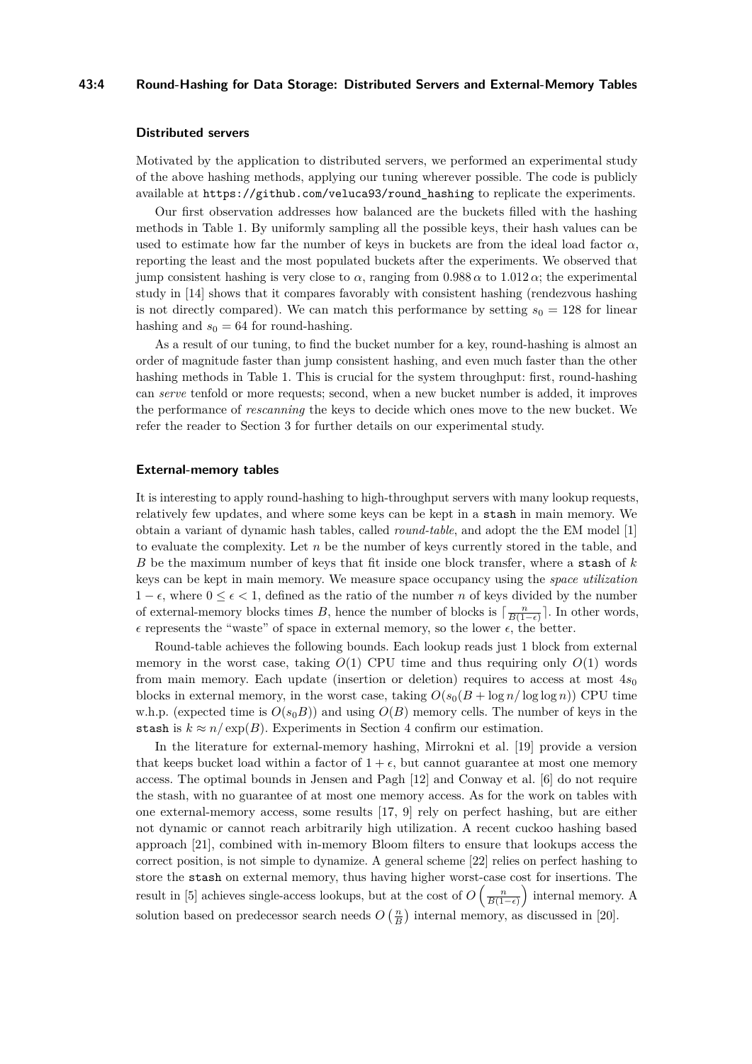### Distributed servers

Motivated by the application to distributed servers, we performed an experimental study of the above hashing methods, applying our tuning wherever possible. The code is publicly available at `https://github.com/veluca93/round_hashing` to replicate the experiments.

Our first observation addresses how balanced are the buckets filled with the hashing methods in Table 1. By uniformly sampling all the possible keys, their hash values can be used to estimate how far the number of keys in buckets are from the ideal load factor $\alpha$, reporting the least and the most populated buckets after the experiments. We observed that jump consistent hashing is very close to $\alpha$, ranging from $0.988\,\alpha$ to $1.012\,\alpha$; the experimental study in [14] shows that it compares favorably with consistent hashing (rendezvous hashing is not directly compared). We can match this performance by setting $s_0 = 128$ for linear hashing and $s_0 = 64$ for round-hashing.

As a result of our tuning, to find the bucket number for a key, round-hashing is almost an order of magnitude faster than jump consistent hashing, and even much faster than the other hashing methods in Table 1. This is crucial for the system throughput: first, round-hashing can *serve* tenfold or more requests; second, when a new bucket number is added, it improves the performance of *rescanning* the keys to decide which ones move to the new bucket. We refer the reader to Section 3 for further details on our experimental study.

### External-memory tables

It is interesting to apply round-hashing to high-throughput servers with many lookup requests, relatively few updates, and where some keys can be kept in a `stash` in main memory. We obtain a variant of dynamic hash tables, called *round-table*, and adopt the the EM model [1] to evaluate the complexity. Let $n$ be the number of keys currently stored in the table, and $B$ be the maximum number of keys that fit inside one block transfer, where a `stash` of $k$ keys can be kept in main memory. We measure space occupancy using the *space utilization* $1 - \epsilon$, where $0 \le \epsilon < 1$, defined as the ratio of the number $n$ of keys divided by the number of external-memory blocks times $B$, hence the number of blocks is $\lceil \frac{n}{B(1-\epsilon)} \rceil$. In other words, $\epsilon$ represents the "waste" of space in external memory, so the lower $\epsilon$, the better.

Round-table achieves the following bounds. Each lookup reads just 1 block from external memory in the worst case, taking $O(1)$ CPU time and thus requiring only $O(1)$ words from main memory. Each update (insertion or deletion) requires to access at most $4s_0$ blocks in external memory, in the worst case, taking $O(s_0(B + \log n / \log\log n))$ CPU time w.h.p. (expected time is $O(s_0 B)$) and using $O(B)$ memory cells. The number of keys in the `stash` is $k \approx n / \exp(B)$. Experiments in Section 4 confirm our estimation.

In the literature for external-memory hashing, Mirrokni et al. [19] provide a version that keeps bucket load within a factor of $1 + \epsilon$, but cannot guarantee at most one memory access. The optimal bounds in Jensen and Pagh [12] and Conway et al. [6] do not require the stash, with no guarantee of at most one memory access. As for the work on tables with one external-memory access, some results [17, 9] rely on perfect hashing, but are either not dynamic or cannot reach arbitrarily high utilization. A recent cuckoo hashing based approach [21], combined with in-memory Bloom filters to ensure that lookups access the correct position, is not simple to dynamize. A general scheme [22] relies on perfect hashing to store the `stash` on external memory, thus having higher worst-case cost for insertions. The result in [5] achieves single-access lookups, but at the cost of $O\left(\frac{n}{B(1-\epsilon)}\right)$ internal memory. A solution based on predecessor search needs $O\left(\frac{n}{B}\right)$ internal memory, as discussed in [20].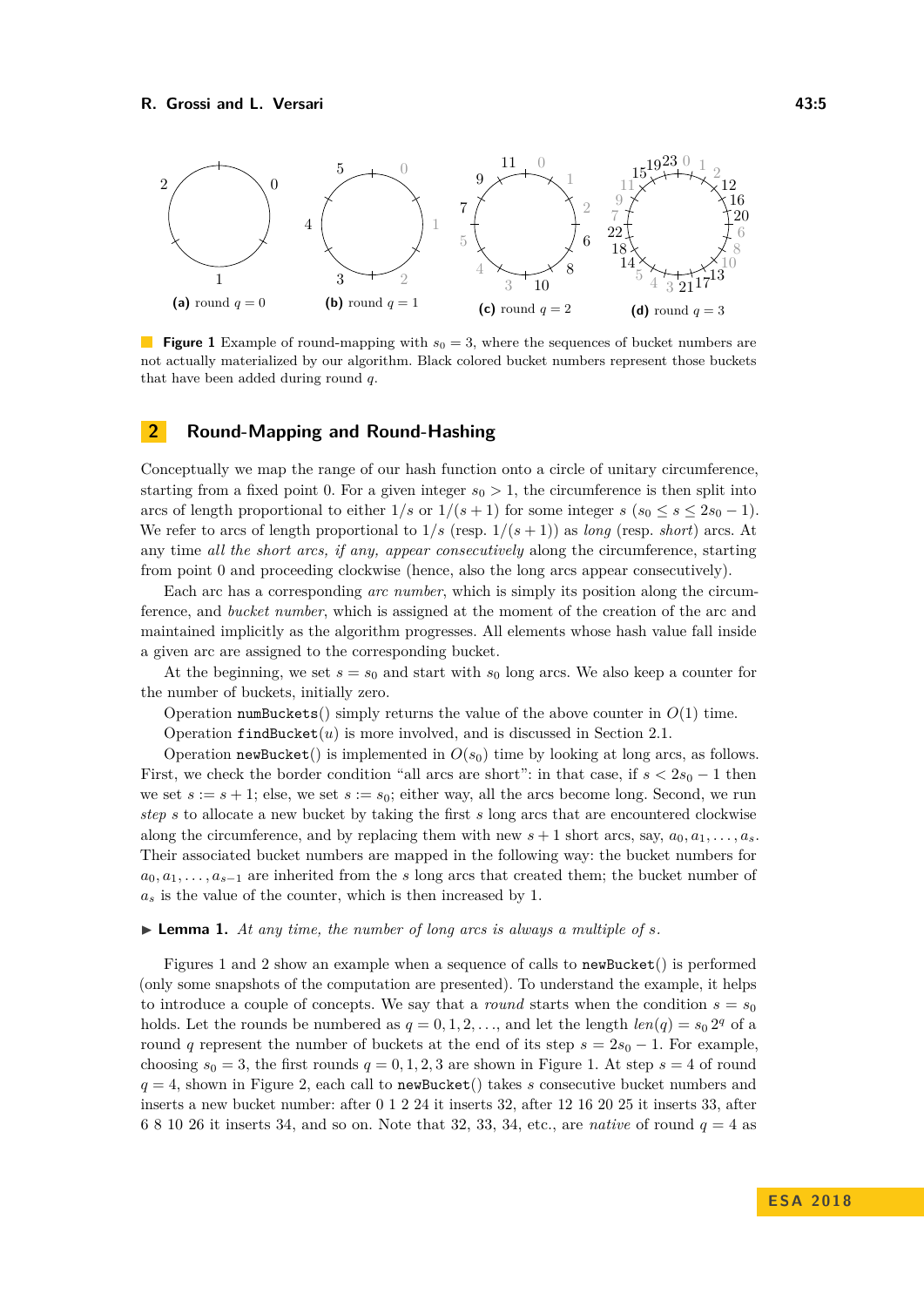**Figure 1** Example of round-mapping with $s_0 = 3$, where the sequences of bucket numbers are not actually materialized by our algorithm. Black colored bucket numbers represent those buckets that have been added during round $q$.

## 2 Round-Mapping and Round-Hashing

Conceptually we map the range of our hash function onto a circle of unitary circumference, starting from a fixed point 0. For a given integer $s_0 > 1$, the circumference is then split into arcs of length proportional to either $1/s$ or $1/(s+1)$ for some integer $s$ ($s_0 \le s \le 2s_0 - 1$). We refer to arcs of length proportional to $1/s$ (resp. $1/(s+1)$) as *long* (resp. *short*) arcs. At any time *all the short arcs, if any, appear consecutively* along the circumference, starting from point 0 and proceeding clockwise (hence, also the long arcs appear consecutively).

Each arc has a corresponding *arc number*, which is simply its position along the circumference, and *bucket number*, which is assigned at the moment of the creation of the arc and maintained implicitly as the algorithm progresses. All elements whose hash value fall inside a given arc are assigned to the corresponding bucket.

At the beginning, we set $s = s_0$ and start with $s_0$ long arcs. We also keep a counter for the number of buckets, initially zero.

Operation `numBuckets`() simply returns the value of the above counter in $O(1)$ time.

Operation `findBucket`($u$) is more involved, and is discussed in Section 2.1.

Operation `newBucket`() is implemented in $O(s_0)$ time by looking at long arcs, as follows. First, we check the border condition "all arcs are short": in that case, if $s < 2s_0 - 1$ then we set $s := s + 1$; else, we set $s := s_0$; either way, all the arcs become long. Second, we run *step* $s$ to allocate a new bucket by taking the first $s$ long arcs that are encountered clockwise along the circumference, and by replacing them with new $s+1$ short arcs, say, $a_0, a_1, \ldots, a_s$. Their associated bucket numbers are mapped in the following way: the bucket numbers for $a_0, a_1, \ldots, a_{s-1}$ are inherited from the $s$ long arcs that created them; the bucket number of $a_s$ is the value of the counter, which is then increased by 1.

▶ **Lemma 1.** *At any time, the number of long arcs is always a multiple of $s$.*

Figures 1 and 2 show an example when a sequence of calls to `newBucket`() is performed (only some snapshots of the computation are presented). To understand the example, it helps to introduce a couple of concepts. We say that a *round* starts when the condition $s = s_0$ holds. Let the rounds be numbered as $q = 0, 1, 2, \ldots$, and let the length $len(q) = s_0 2^q$ of a round $q$ represent the number of buckets at the end of its step $s = 2s_0 - 1$. For example, choosing $s_0 = 3$, the first rounds $q = 0, 1, 2, 3$ are shown in Figure 1. At step $s = 4$ of round $q = 4$, shown in Figure 2, each call to `newBucket`() takes $s$ consecutive bucket numbers and inserts a new bucket number: after 0 1 2 24 it inserts 32, after 12 16 20 25 it inserts 33, after 6 8 10 26 it inserts 34, and so on. Note that 32, 33, 34, etc., are *native* of round $q = 4$ as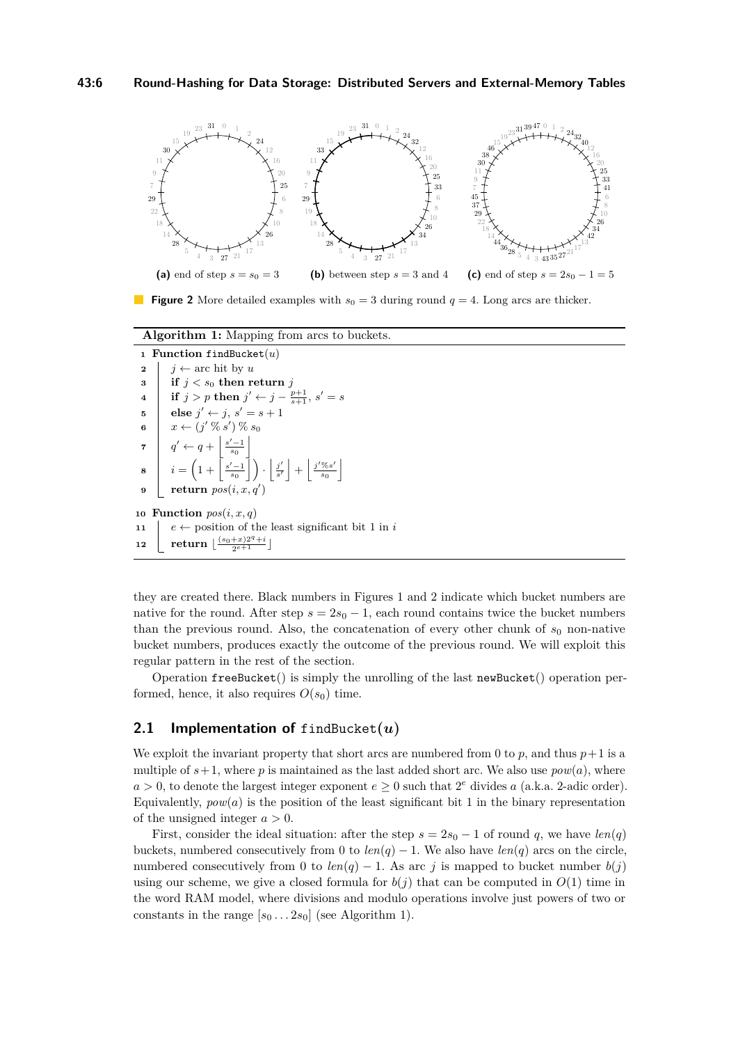(a) end of step $s = s_0 = 3$ (b) between step $s = 3$ and 4 (c) end of step $s = 2s_0 - 1 = 5$

**Figure 2** More detailed examples with $s_0 = 3$ during round $q = 4$. Long arcs are thicker.

**Algorithm 1:** Mapping from arcs to buckets.

```
1  Function findBucket(u)
2      j ← arc hit by u
3      if j < s_0 then return j
4      if j > p then j' ← j − (p+1)/(s+1), s' = s
5      else j' ← j, s' = s + 1
6      x ← (j' % s') % s_0
7      q' ← q + ⌊(s'−1)/s_0⌋
8      i = (1 + ⌊(s'−1)/s_0⌋) · ⌊j'/s'⌋ + ⌊(j'%s')/s_0⌋
9      return pos(i, x, q')

10 Function pos(i, x, q)
11     e ← position of the least significant bit 1 in i
12     return ⌊((s_0+x)2^q + i) / 2^(e+1)⌋
```

they are created there. Black numbers in Figures 1 and 2 indicate which bucket numbers are native for the round. After step $s = 2s_0 - 1$, each round contains twice the bucket numbers than the previous round. Also, the concatenation of every other chunk of $s_0$ non-native bucket numbers, produces exactly the outcome of the previous round. We will exploit this regular pattern in the rest of the section.

Operation `freeBucket()` is simply the unrolling of the last `newBucket()` operation performed, hence, it also requires $O(s_0)$ time.

## 2.1 Implementation of `findBucket`$(u)$

We exploit the invariant property that short arcs are numbered from 0 to $p$, and thus $p+1$ is a multiple of $s+1$, where $p$ is maintained as the last added short arc. We also use $pow(a)$, where $a > 0$, to denote the largest integer exponent $e \geq 0$ such that $2^e$ divides $a$ (a.k.a. 2-adic order). Equivalently, $pow(a)$ is the position of the least significant bit 1 in the binary representation of the unsigned integer $a > 0$.

First, consider the ideal situation: after the step $s = 2s_0 - 1$ of round $q$, we have $len(q)$ buckets, numbered consecutively from 0 to $len(q) - 1$. We also have $len(q)$ arcs on the circle, numbered consecutively from 0 to $len(q) - 1$. As arc $j$ is mapped to bucket number $b(j)$ using our scheme, we give a closed formula for $b(j)$ that can be computed in $O(1)$ time in the word RAM model, where divisions and modulo operations involve just powers of two or constants in the range $[s_0 \dots 2s_0]$ (see Algorithm 1).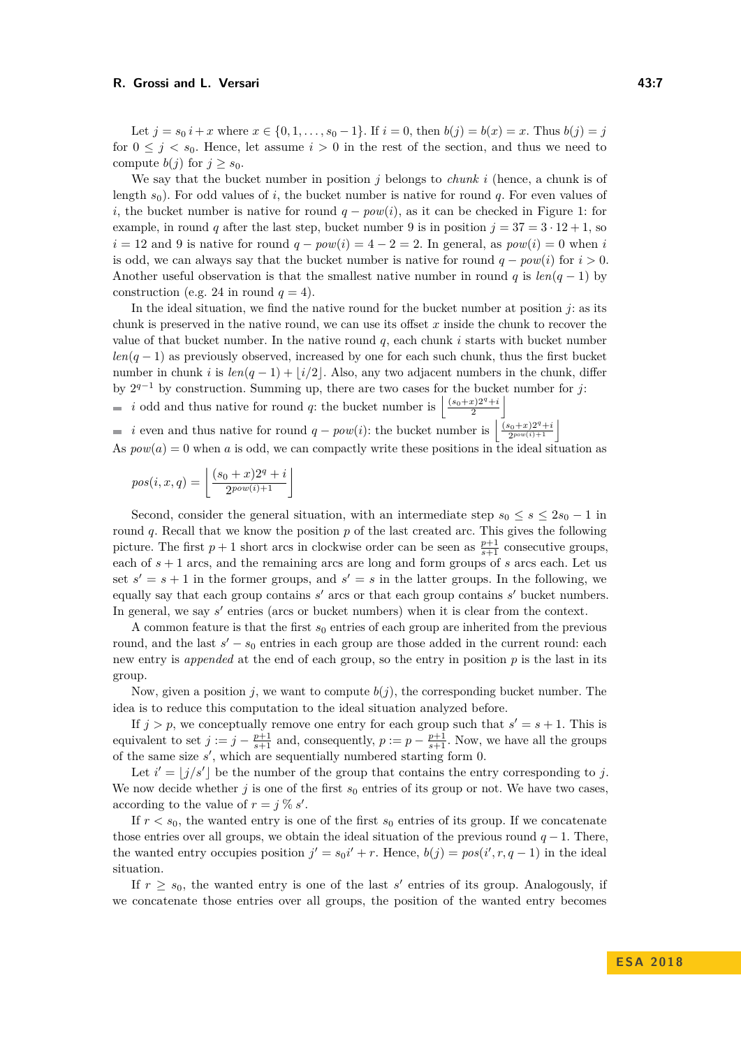Let $j = s_0\, i + x$ where $x \in \{0, 1, \ldots, s_0 - 1\}$. If $i = 0$, then $b(j) = b(x) = x$. Thus $b(j) = j$ for $0 \le j < s_0$. Hence, let assume $i > 0$ in the rest of the section, and thus we need to compute $b(j)$ for $j \ge s_0$.

We say that the bucket number in position $j$ belongs to *chunk* $i$ (hence, a chunk is of length $s_0$). For odd values of $i$, the bucket number is native for round $q$. For even values of $i$, the bucket number is native for round $q - pow(i)$, as it can be checked in Figure 1: for example, in round $q$ after the last step, bucket number 9 is in position $j = 37 = 3 \cdot 12 + 1$, so $i = 12$ and 9 is native for round $q - pow(i) = 4 - 2 = 2$. In general, as $pow(i) = 0$ when $i$ is odd, we can always say that the bucket number is native for round $q - pow(i)$ for $i > 0$. Another useful observation is that the smallest native number in round $q$ is $len(q - 1)$ by construction (e.g. 24 in round $q = 4$).

In the ideal situation, we find the native round for the bucket number at position $j$: as its chunk is preserved in the native round, we can use its offset $x$ inside the chunk to recover the value of that bucket number. In the native round $q$, each chunk $i$ starts with bucket number $len(q - 1)$ as previously observed, increased by one for each such chunk, thus the first bucket number in chunk $i$ is $len(q - 1) + \lfloor i/2 \rfloor$. Also, any two adjacent numbers in the chunk, differ by $2^{q-1}$ by construction. Summing up, there are two cases for the bucket number for $j$:

- $i$ odd and thus native for round $q$: the bucket number is $\left\lfloor \frac{(s_0+x)2^q+i}{2} \right\rfloor$
- $i$ even and thus native for round $q - pow(i)$: the bucket number is $\left\lfloor \frac{(s_0+x)2^q+i}{2^{pow(i)+1}} \right\rfloor$

As $pow(a) = 0$ when $a$ is odd, we can compactly write these positions in the ideal situation as

$$pos(i, x, q) = \left\lfloor \frac{(s_0 + x)2^q + i}{2^{pow(i)+1}} \right\rfloor$$

Second, consider the general situation, with an intermediate step $s_0 \le s \le 2s_0 - 1$ in round $q$. Recall that we know the position $p$ of the last created arc. This gives the following picture. The first $p + 1$ short arcs in clockwise order can be seen as $\frac{p+1}{s+1}$ consecutive groups, each of $s + 1$ arcs, and the remaining arcs are long and form groups of $s$ arcs each. Let us set $s' = s + 1$ in the former groups, and $s' = s$ in the latter groups. In the following, we equally say that each group contains $s'$ arcs or that each group contains $s'$ bucket numbers. In general, we say $s'$ entries (arcs or bucket numbers) when it is clear from the context.

A common feature is that the first $s_0$ entries of each group are inherited from the previous round, and the last $s' - s_0$ entries in each group are those added in the current round: each new entry is *appended* at the end of each group, so the entry in position $p$ is the last in its group.

Now, given a position $j$, we want to compute $b(j)$, the corresponding bucket number. The idea is to reduce this computation to the ideal situation analyzed before.

If $j > p$, we conceptually remove one entry for each group such that $s' = s + 1$. This is equivalent to set $j := j - \frac{p+1}{s+1}$ and, consequently, $p := p - \frac{p+1}{s+1}$. Now, we have all the groups of the same size $s'$, which are sequentially numbered starting form 0.

Let $i' = \lfloor j/s' \rfloor$ be the number of the group that contains the entry corresponding to $j$. We now decide whether $j$ is one of the first $s_0$ entries of its group or not. We have two cases, according to the value of $r = j \,\%\, s'$.

If $r < s_0$, the wanted entry is one of the first $s_0$ entries of its group. If we concatenate those entries over all groups, we obtain the ideal situation of the previous round $q - 1$. There, the wanted entry occupies position $j' = s_0 i' + r$. Hence, $b(j) = pos(i', r, q - 1)$ in the ideal situation.

If $r \ge s_0$, the wanted entry is one of the last $s'$ entries of its group. Analogously, if we concatenate those entries over all groups, the position of the wanted entry becomes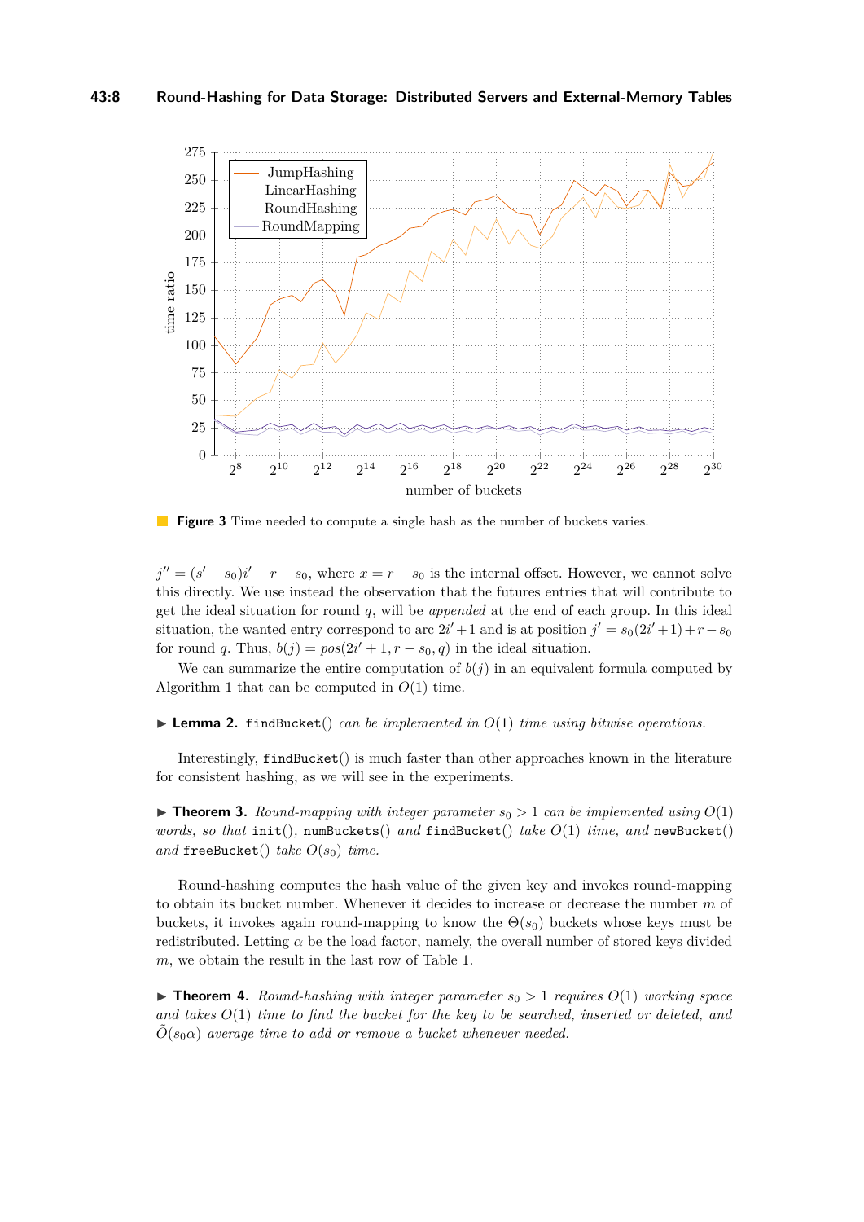**Figure 3** Time needed to compute a single hash as the number of buckets varies.

$j'' = (s' - s_0)i' + r - s_0$, where $x = r - s_0$ is the internal offset. However, we cannot solve this directly. We use instead the observation that the futures entries that will contribute to get the ideal situation for round $q$, will be *appended* at the end of each group. In this ideal situation, the wanted entry correspond to arc $2i'+1$ and is at position $j' = s_0(2i'+1)+r-s_0$ for round $q$. Thus, $b(j) = pos(2i'+1, r-s_0, q)$ in the ideal situation.

We can summarize the entire computation of $b(j)$ in an equivalent formula computed by Algorithm 1 that can be computed in $O(1)$ time.

▶ **Lemma 2.** `findBucket()` *can be implemented in* $O(1)$ *time using bitwise operations.*

Interestingly, `findBucket()` is much faster than other approaches known in the literature for consistent hashing, as we will see in the experiments.

▶ **Theorem 3.** *Round-mapping with integer parameter* $s_0 > 1$ *can be implemented using* $O(1)$ *words, so that* `init()`*,* `numBuckets()` *and* `findBucket()` *take* $O(1)$ *time, and* `newBucket()` *and* `freeBucket()` *take* $O(s_0)$ *time.*

Round-hashing computes the hash value of the given key and invokes round-mapping to obtain its bucket number. Whenever it decides to increase or decrease the number $m$ of buckets, it invokes again round-mapping to know the $\Theta(s_0)$ buckets whose keys must be redistributed. Letting $\alpha$ be the load factor, namely, the overall number of stored keys divided $m$, we obtain the result in the last row of Table 1.

▶ **Theorem 4.** *Round-hashing with integer parameter* $s_0 > 1$ *requires* $O(1)$ *working space and takes* $O(1)$ *time to find the bucket for the key to be searched, inserted or deleted, and* $\tilde{O}(s_0\alpha)$ *average time to add or remove a bucket whenever needed.*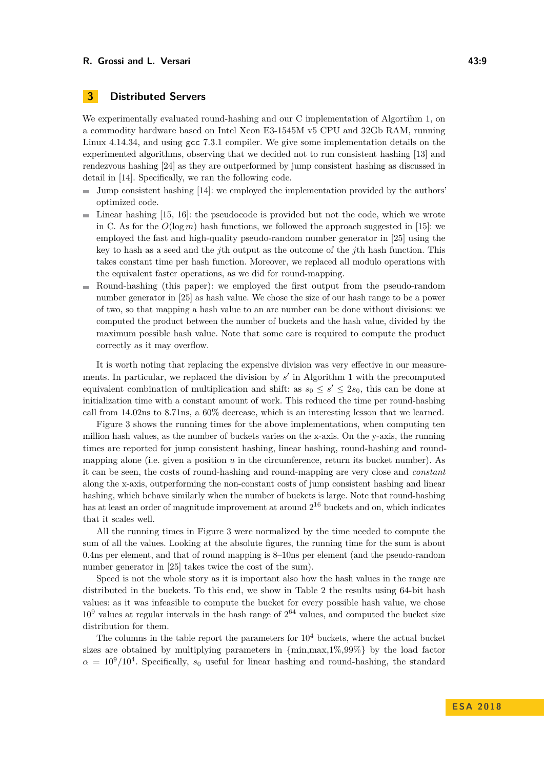## 3 Distributed Servers

We experimentally evaluated round-hashing and our C implementation of Algortihm 1, on a commodity hardware based on Intel Xeon E3-1545M v5 CPU and 32Gb RAM, running Linux 4.14.34, and using `gcc` 7.3.1 compiler. We give some implementation details on the experimented algorithms, observing that we decided not to run consistent hashing [13] and rendezvous hashing [24] as they are outperformed by jump consistent hashing as discussed in detail in [14]. Specifically, we ran the following code.

- Jump consistent hashing [14]: we employed the implementation provided by the authors' optimized code.
- Linear hashing [15, 16]: the pseudocode is provided but not the code, which we wrote in C. As for the $O(\log m)$ hash functions, we followed the approach suggested in [15]: we employed the fast and high-quality pseudo-random number generator in [25] using the key to hash as a seed and the $j$th output as the outcome of the $j$th hash function. This takes constant time per hash function. Moreover, we replaced all modulo operations with the equivalent faster operations, as we did for round-mapping.
- Round-hashing (this paper): we employed the first output from the pseudo-random number generator in [25] as hash value. We chose the size of our hash range to be a power of two, so that mapping a hash value to an arc number can be done without divisions: we computed the product between the number of buckets and the hash value, divided by the maximum possible hash value. Note that some care is required to compute the product correctly as it may overflow.

It is worth noting that replacing the expensive division was very effective in our measurements. In particular, we replaced the division by $s'$ in Algorithm 1 with the precomputed equivalent combination of multiplication and shift: as $s_0 \leq s' \leq 2s_0$, this can be done at initialization time with a constant amount of work. This reduced the time per round-hashing call from 14.02ns to 8.71ns, a 60% decrease, which is an interesting lesson that we learned.

Figure 3 shows the running times for the above implementations, when computing ten million hash values, as the number of buckets varies on the x-axis. On the y-axis, the running times are reported for jump consistent hashing, linear hashing, round-hashing and round-mapping alone (i.e. given a position $u$ in the circumference, return its bucket number). As it can be seen, the costs of round-hashing and round-mapping are very close and *constant* along the x-axis, outperforming the non-constant costs of jump consistent hashing and linear hashing, which behave similarly when the number of buckets is large. Note that round-hashing has at least an order of magnitude improvement at around $2^{16}$ buckets and on, which indicates that it scales well.

All the running times in Figure 3 were normalized by the time needed to compute the sum of all the values. Looking at the absolute figures, the running time for the sum is about 0.4ns per element, and that of round mapping is 8–10ns per element (and the pseudo-random number generator in [25] takes twice the cost of the sum).

Speed is not the whole story as it is important also how the hash values in the range are distributed in the buckets. To this end, we show in Table 2 the results using 64-bit hash values: as it was infeasible to compute the bucket for every possible hash value, we chose $10^9$ values at regular intervals in the hash range of $2^{64}$ values, and computed the bucket size distribution for them.

The columns in the table report the parameters for $10^4$ buckets, where the actual bucket sizes are obtained by multiplying parameters in {min,max,1%,99%} by the load factor $\alpha = 10^9/10^4$. Specifically, $s_0$ useful for linear hashing and round-hashing, the standard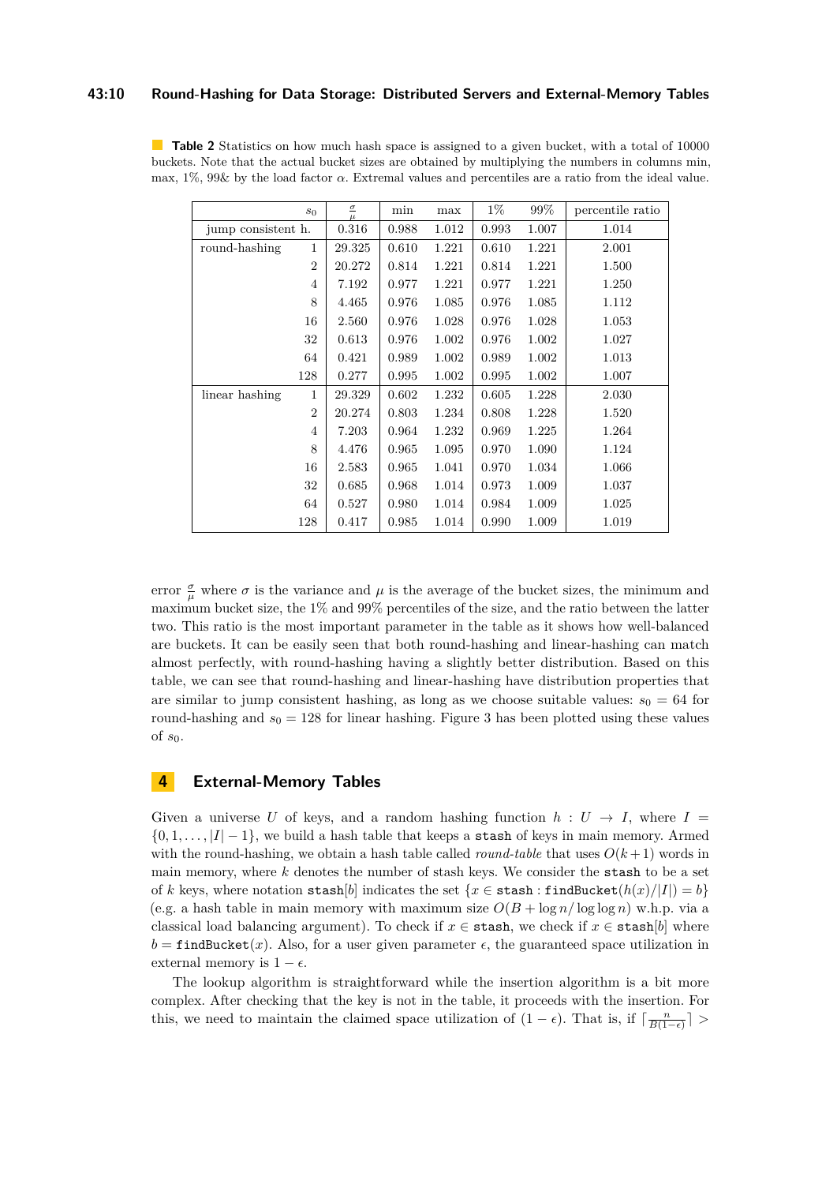**Table 2** Statistics on how much hash space is assigned to a given bucket, with a total of 10000 buckets. Note that the actual bucket sizes are obtained by multiplying the numbers in columns min, max, 1%, 99& by the load factor $\alpha$. Extremal values and percentiles are a ratio from the ideal value.

| | $s_0$ | $\frac{\sigma}{\mu}$ | min | max | 1% | 99% | percentile ratio |
|---|---|---|---|---|---|---|---|
| jump consistent h. | | 0.316 | 0.988 | 1.012 | 0.993 | 1.007 | 1.014 |
| round-hashing | 1 | 29.325 | 0.610 | 1.221 | 0.610 | 1.221 | 2.001 |
| | 2 | 20.272 | 0.814 | 1.221 | 0.814 | 1.221 | 1.500 |
| | 4 | 7.192 | 0.977 | 1.221 | 0.977 | 1.221 | 1.250 |
| | 8 | 4.465 | 0.976 | 1.085 | 0.976 | 1.085 | 1.112 |
| | 16 | 2.560 | 0.976 | 1.028 | 0.976 | 1.028 | 1.053 |
| | 32 | 0.613 | 0.976 | 1.002 | 0.976 | 1.002 | 1.027 |
| | 64 | 0.421 | 0.989 | 1.002 | 0.989 | 1.002 | 1.013 |
| | 128 | 0.277 | 0.995 | 1.002 | 0.995 | 1.002 | 1.007 |
| linear hashing | 1 | 29.329 | 0.602 | 1.232 | 0.605 | 1.228 | 2.030 |
| | 2 | 20.274 | 0.803 | 1.234 | 0.808 | 1.228 | 1.520 |
| | 4 | 7.203 | 0.964 | 1.232 | 0.969 | 1.225 | 1.264 |
| | 8 | 4.476 | 0.965 | 1.095 | 0.970 | 1.090 | 1.124 |
| | 16 | 2.583 | 0.965 | 1.041 | 0.970 | 1.034 | 1.066 |
| | 32 | 0.685 | 0.968 | 1.014 | 0.973 | 1.009 | 1.037 |
| | 64 | 0.527 | 0.980 | 1.014 | 0.984 | 1.009 | 1.025 |
| | 128 | 0.417 | 0.985 | 1.014 | 0.990 | 1.009 | 1.019 |

error $\frac{\sigma}{\mu}$ where $\sigma$ is the variance and $\mu$ is the average of the bucket sizes, the minimum and maximum bucket size, the 1% and 99% percentiles of the size, and the ratio between the latter two. This ratio is the most important parameter in the table as it shows how well-balanced are buckets. It can be easily seen that both round-hashing and linear-hashing can match almost perfectly, with round-hashing having a slightly better distribution. Based on this table, we can see that round-hashing and linear-hashing have distribution properties that are similar to jump consistent hashing, as long as we choose suitable values: $s_0 = 64$ for round-hashing and $s_0 = 128$ for linear hashing. Figure 3 has been plotted using these values of $s_0$.

## 4 External-Memory Tables

Given a universe $U$ of keys, and a random hashing function $h : U \to I$, where $I = \{0, 1, \ldots, |I| - 1\}$, we build a hash table that keeps a `stash` of keys in main memory. Armed with the round-hashing, we obtain a hash table called *round-table* that uses $O(k+1)$ words in main memory, where $k$ denotes the number of stash keys. We consider the `stash` to be a set of $k$ keys, where notation $\texttt{stash}[b]$ indicates the set $\{x \in \texttt{stash} : \texttt{findBucket}(h(x)/|I|) = b\}$ (e.g. a hash table in main memory with maximum size $O(B + \log n/\log\log n)$ w.h.p. via a classical load balancing argument). To check if $x \in \texttt{stash}$, we check if $x \in \texttt{stash}[b]$ where $b = \texttt{findBucket}(x)$. Also, for a user given parameter $\epsilon$, the guaranteed space utilization in external memory is $1 - \epsilon$.

The lookup algorithm is straightforward while the insertion algorithm is a bit more complex. After checking that the key is not in the table, it proceeds with the insertion. For this, we need to maintain the claimed space utilization of $(1 - \epsilon)$. That is, if $\lceil \frac{n}{B(1-\epsilon)} \rceil >$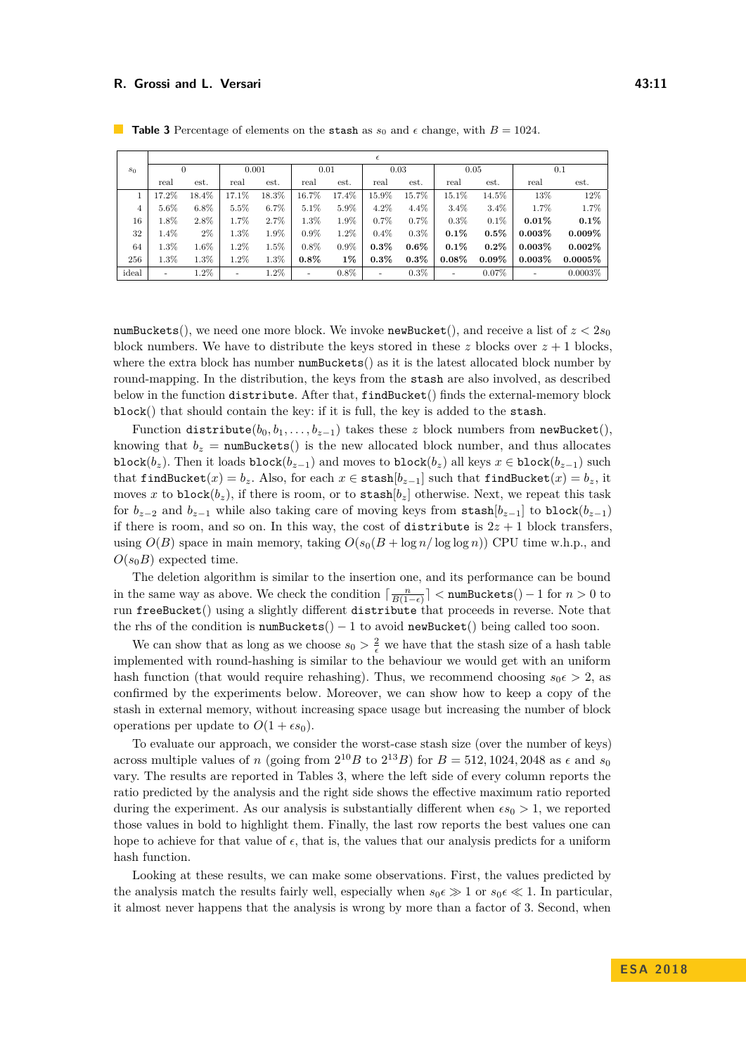**Table 3** Percentage of elements on the `stash` as $s_0$ and $\epsilon$ change, with $B = 1024$.

| $s_0$ | $\epsilon$ = 0 | | 0.001 | | 0.01 | | 0.03 | | 0.05 | | 0.1 | |
|---|---|---|---|---|---|---|---|---|---|---|---|---|
| | real | est. | real | est. | real | est. | real | est. | real | est. | real | est. |
| 1 | 17.2% | 18.4% | 17.1% | 18.3% | 16.7% | 17.4% | 15.9% | 15.7% | 15.1% | 14.5% | 13% | 12% |
| 4 | 5.6% | 6.8% | 5.5% | 6.7% | 5.1% | 5.9% | 4.2% | 4.4% | 3.4% | 3.4% | 1.7% | 1.7% |
| 16 | 1.8% | 2.8% | 1.7% | 2.7% | 1.3% | 1.9% | 0.7% | 0.7% | 0.3% | 0.1% | **0.01%** | **0.1%** |
| 32 | 1.4% | 2% | 1.3% | 1.9% | 0.9% | 1.2% | 0.4% | 0.3% | **0.1%** | **0.5%** | **0.003%** | **0.009%** |
| 64 | 1.3% | 1.6% | 1.2% | 1.5% | 0.8% | 0.9% | **0.3%** | **0.6%** | **0.1%** | **0.2%** | **0.003%** | **0.002%** |
| 256 | 1.3% | 1.3% | 1.2% | 1.3% | **0.8%** | **1%** | **0.3%** | **0.3%** | **0.08%** | **0.09%** | **0.003%** | **0.0005%** |
| ideal | - | 1.2% | - | 1.2% | - | 0.8% | - | 0.3% | - | 0.07% | - | 0.0003% |

`numBuckets`(), we need one more block. We invoke `newBucket`(), and receive a list of $z < 2s_0$ block numbers. We have to distribute the keys stored in these $z$ blocks over $z + 1$ blocks, where the extra block has number `numBuckets`() as it is the latest allocated block number by round-mapping. In the distribution, the keys from the `stash` are also involved, as described below in the function `distribute`. After that, `findBucket`() finds the external-memory block `block`() that should contain the key: if it is full, the key is added to the `stash`.

Function `distribute`$(b_0, b_1, \ldots, b_{z-1})$ takes these $z$ block numbers from `newBucket`(), knowing that $b_z =$ `numBuckets`() is the new allocated block number, and thus allocates `block`$(b_z)$. Then it loads `block`$(b_{z-1})$ and moves to `block`$(b_z)$ all keys $x \in$ `block`$(b_{z-1})$ such that `findBucket`$(x) = b_z$. Also, for each $x \in$ `stash`$[b_{z-1}]$ such that `findBucket`$(x) = b_z$, it moves $x$ to `block`$(b_z)$, if there is room, or to `stash`$[b_z]$ otherwise. Next, we repeat this task for $b_{z-2}$ and $b_{z-1}$ while also taking care of moving keys from `stash`$[b_{z-1}]$ to `block`$(b_{z-1})$ if there is room, and so on. In this way, the cost of `distribute` is $2z + 1$ block transfers, using $O(B)$ space in main memory, taking $O(s_0(B + \log n / \log\log n))$ CPU time w.h.p., and $O(s_0 B)$ expected time.

The deletion algorithm is similar to the insertion one, and its performance can be bound in the same way as above. We check the condition $\lceil \frac{n}{B(1-\epsilon)} \rceil <$ `numBuckets`$() - 1$ for $n > 0$ to run `freeBucket`() using a slightly different `distribute` that proceeds in reverse. Note that the rhs of the condition is `numBuckets`$() - 1$ to avoid `newBucket`() being called too soon.

We can show that as long as we choose $s_0 > \frac{2}{\epsilon}$ we have that the stash size of a hash table implemented with round-hashing is similar to the behaviour we would get with an uniform hash function (that would require rehashing). Thus, we recommend choosing $s_0\epsilon > 2$, as confirmed by the experiments below. Moreover, we can show how to keep a copy of the stash in external memory, without increasing space usage but increasing the number of block operations per update to $O(1 + \epsilon s_0)$.

To evaluate our approach, we consider the worst-case stash size (over the number of keys) across multiple values of $n$ (going from $2^{10}B$ to $2^{13}B$) for $B = 512, 1024, 2048$ as $\epsilon$ and $s_0$ vary. The results are reported in Tables 3, where the left side of every column reports the ratio predicted by the analysis and the right side shows the effective maximum ratio reported during the experiment. As our analysis is substantially different when $\epsilon s_0 > 1$, we reported those values in bold to highlight them. Finally, the last row reports the best values one can hope to achieve for that value of $\epsilon$, that is, the values that our analysis predicts for a uniform hash function.

Looking at these results, we can make some observations. First, the values predicted by the analysis match the results fairly well, especially when $s_0\epsilon \gg 1$ or $s_0\epsilon \ll 1$. In particular, it almost never happens that the analysis is wrong by more than a factor of 3. Second, when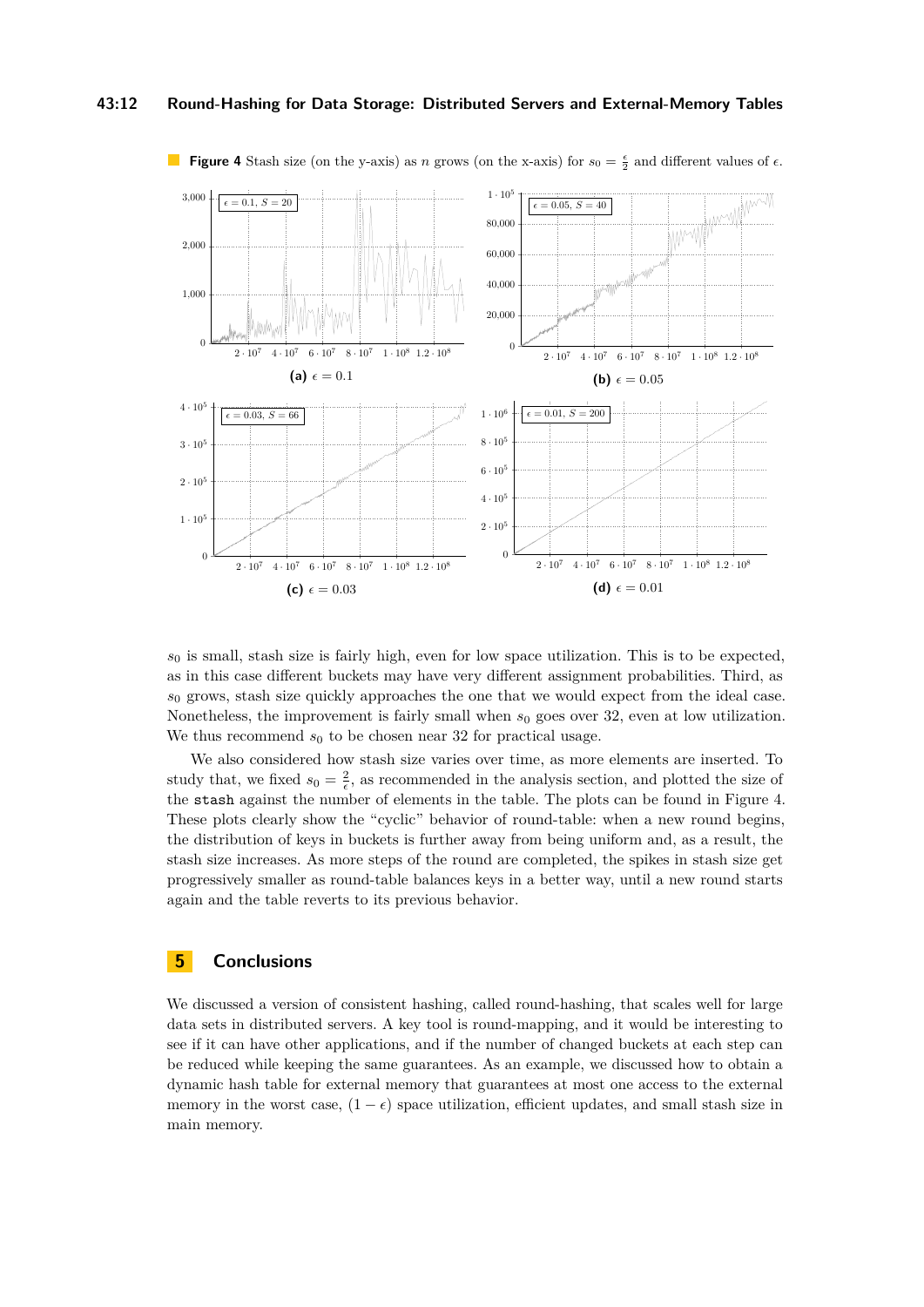**Figure 4** Stash size (on the y-axis) as $n$ grows (on the x-axis) for $s_0 = \frac{\epsilon}{2}$ and different values of $\epsilon$.

(a) $\epsilon = 0.1$

(b) $\epsilon = 0.05$

(c) $\epsilon = 0.03$

(d) $\epsilon = 0.01$

$s_0$ is small, stash size is fairly high, even for low space utilization. This is to be expected, as in this case different buckets may have very different assignment probabilities. Third, as $s_0$ grows, stash size quickly approaches the one that we would expect from the ideal case. Nonetheless, the improvement is fairly small when $s_0$ goes over 32, even at low utilization. We thus recommend $s_0$ to be chosen near 32 for practical usage.

We also considered how stash size varies over time, as more elements are inserted. To study that, we fixed $s_0 = \frac{2}{\epsilon}$, as recommended in the analysis section, and plotted the size of the `stash` against the number of elements in the table. The plots can be found in Figure 4. These plots clearly show the "cyclic" behavior of round-table: when a new round begins, the distribution of keys in buckets is further away from being uniform and, as a result, the stash size increases. As more steps of the round are completed, the spikes in stash size get progressively smaller as round-table balances keys in a better way, until a new round starts again and the table reverts to its previous behavior.

## 5 Conclusions

We discussed a version of consistent hashing, called round-hashing, that scales well for large data sets in distributed servers. A key tool is round-mapping, and it would be interesting to see if it can have other applications, and if the number of changed buckets at each step can be reduced while keeping the same guarantees. As an example, we discussed how to obtain a dynamic hash table for external memory that guarantees at most one access to the external memory in the worst case, $(1 - \epsilon)$ space utilization, efficient updates, and small stash size in main memory.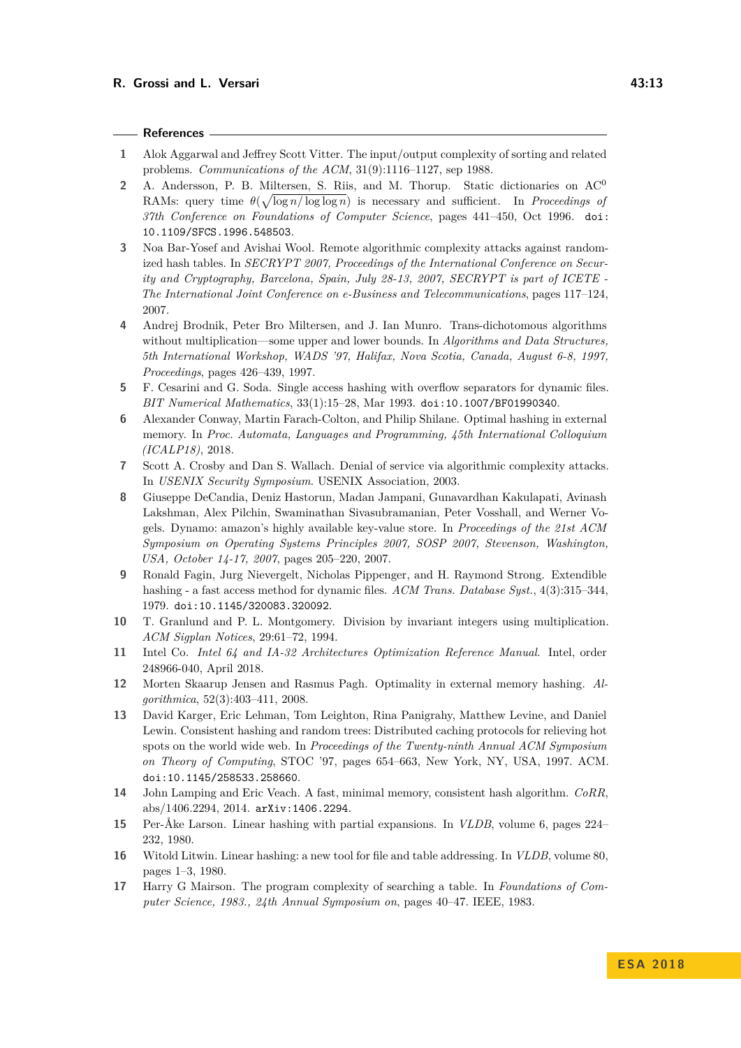## References

1. Alok Aggarwal and Jeffrey Scott Vitter. The input/output complexity of sorting and related problems. *Communications of the ACM*, 31(9):1116–1127, sep 1988.
2. A. Andersson, P. B. Miltersen, S. Riis, and M. Thorup. Static dictionaries on $AC^0$ RAMs: query time $\theta(\sqrt{\log n / \log \log n})$ is necessary and sufficient. In *Proceedings of 37th Conference on Foundations of Computer Science*, pages 441–450, Oct 1996. `doi:10.1109/SFCS.1996.548503`.
3. Noa Bar-Yosef and Avishai Wool. Remote algorithmic complexity attacks against randomized hash tables. In *SECRYPT 2007, Proceedings of the International Conference on Security and Cryptography, Barcelona, Spain, July 28-13, 2007, SECRYPT is part of ICETE - The International Joint Conference on e-Business and Telecommunications*, pages 117–124, 2007.
4. Andrej Brodnik, Peter Bro Miltersen, and J. Ian Munro. Trans-dichotomous algorithms without multiplication—some upper and lower bounds. In *Algorithms and Data Structures, 5th International Workshop, WADS '97, Halifax, Nova Scotia, Canada, August 6-8, 1997, Proceedings*, pages 426–439, 1997.
5. F. Cesarini and G. Soda. Single access hashing with overflow separators for dynamic files. *BIT Numerical Mathematics*, 33(1):15–28, Mar 1993. `doi:10.1007/BF01990340`.
6. Alexander Conway, Martin Farach-Colton, and Philip Shilane. Optimal hashing in external memory. In *Proc. Automata, Languages and Programming, 45th International Colloquium (ICALP18)*, 2018.
7. Scott A. Crosby and Dan S. Wallach. Denial of service via algorithmic complexity attacks. In *USENIX Security Symposium*. USENIX Association, 2003.
8. Giuseppe DeCandia, Deniz Hastorun, Madan Jampani, Gunavardhan Kakulapati, Avinash Lakshman, Alex Pilchin, Swaminathan Sivasubramanian, Peter Vosshall, and Werner Vogels. Dynamo: amazon's highly available key-value store. In *Proceedings of the 21st ACM Symposium on Operating Systems Principles 2007, SOSP 2007, Stevenson, Washington, USA, October 14-17, 2007*, pages 205–220, 2007.
9. Ronald Fagin, Jurg Nievergelt, Nicholas Pippenger, and H. Raymond Strong. Extendible hashing - a fast access method for dynamic files. *ACM Trans. Database Syst.*, 4(3):315–344, 1979. `doi:10.1145/320083.320092`.
10. T. Granlund and P. L. Montgomery. Division by invariant integers using multiplication. *ACM Sigplan Notices*, 29:61–72, 1994.
11. Intel Co. *Intel 64 and IA-32 Architectures Optimization Reference Manual*. Intel, order 248966-040, April 2018.
12. Morten Skaarup Jensen and Rasmus Pagh. Optimality in external memory hashing. *Algorithmica*, 52(3):403–411, 2008.
13. David Karger, Eric Lehman, Tom Leighton, Rina Panigrahy, Matthew Levine, and Daniel Lewin. Consistent hashing and random trees: Distributed caching protocols for relieving hot spots on the world wide web. In *Proceedings of the Twenty-ninth Annual ACM Symposium on Theory of Computing*, STOC '97, pages 654–663, New York, NY, USA, 1997. ACM. `doi:10.1145/258533.258660`.
14. John Lamping and Eric Veach. A fast, minimal memory, consistent hash algorithm. *CoRR*, abs/1406.2294, 2014. `arXiv:1406.2294`.
15. Per-Åke Larson. Linear hashing with partial expansions. In *VLDB*, volume 6, pages 224–232, 1980.
16. Witold Litwin. Linear hashing: a new tool for file and table addressing. In *VLDB*, volume 80, pages 1–3, 1980.
17. Harry G Mairson. The program complexity of searching a table. In *Foundations of Computer Science, 1983., 24th Annual Symposium on*, pages 40–47. IEEE, 1983.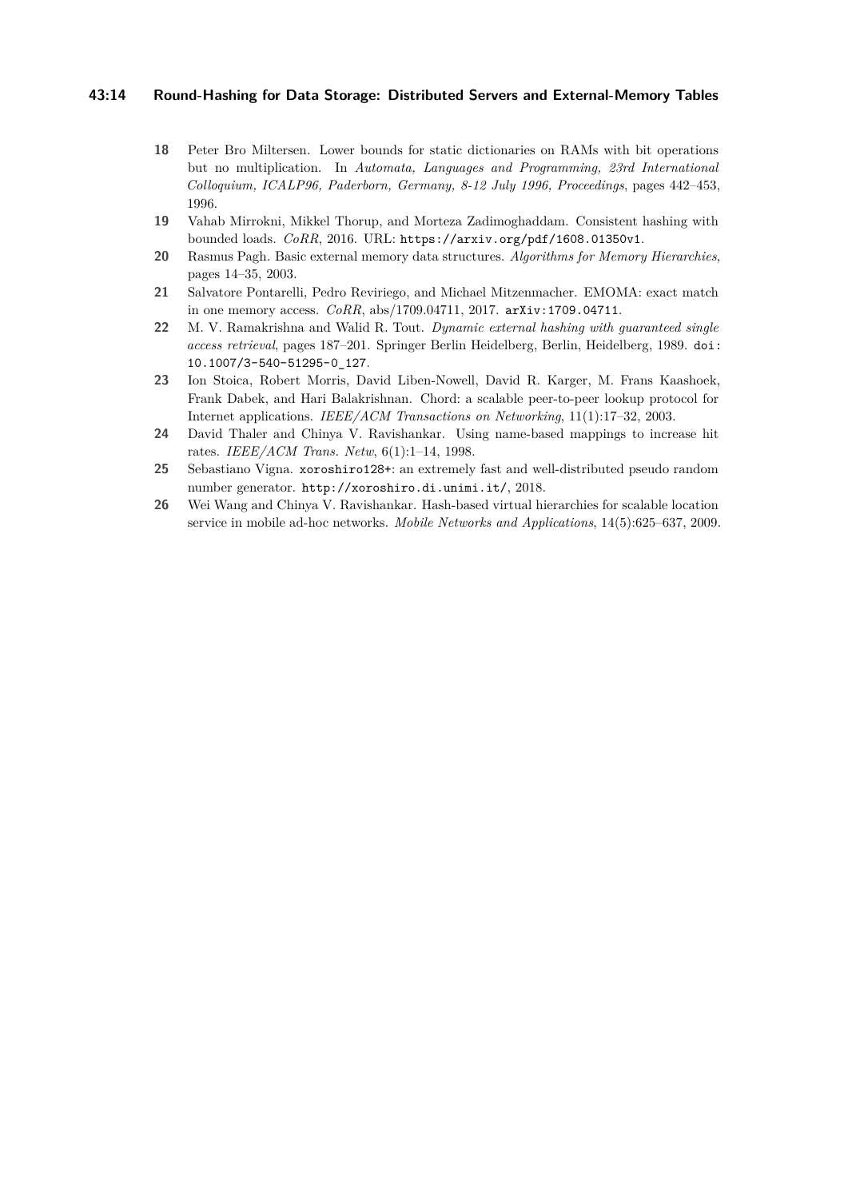18 Peter Bro Miltersen. Lower bounds for static dictionaries on RAMs with bit operations but no multiplication. In *Automata, Languages and Programming, 23rd International Colloquium, ICALP96, Paderborn, Germany, 8-12 July 1996, Proceedings*, pages 442–453, 1996.

19 Vahab Mirrokni, Mikkel Thorup, and Morteza Zadimoghaddam. Consistent hashing with bounded loads. *CoRR*, 2016. URL: https://arxiv.org/pdf/1608.01350v1.

20 Rasmus Pagh. Basic external memory data structures. *Algorithms for Memory Hierarchies*, pages 14–35, 2003.

21 Salvatore Pontarelli, Pedro Reviriego, and Michael Mitzenmacher. EMOMA: exact match in one memory access. *CoRR*, abs/1709.04711, 2017. arXiv:1709.04711.

22 M. V. Ramakrishna and Walid R. Tout. *Dynamic external hashing with guaranteed single access retrieval*, pages 187–201. Springer Berlin Heidelberg, Berlin, Heidelberg, 1989. doi:10.1007/3-540-51295-0_127.

23 Ion Stoica, Robert Morris, David Liben-Nowell, David R. Karger, M. Frans Kaashoek, Frank Dabek, and Hari Balakrishnan. Chord: a scalable peer-to-peer lookup protocol for Internet applications. *IEEE/ACM Transactions on Networking*, 11(1):17–32, 2003.

24 David Thaler and Chinya V. Ravishankar. Using name-based mappings to increase hit rates. *IEEE/ACM Trans. Netw*, 6(1):1–14, 1998.

25 Sebastiano Vigna. xoroshiro128+: an extremely fast and well-distributed pseudo random number generator. http://xoroshiro.di.unimi.it/, 2018.

26 Wei Wang and Chinya V. Ravishankar. Hash-based virtual hierarchies for scalable location service in mobile ad-hoc networks. *Mobile Networks and Applications*, 14(5):625–637, 2009.